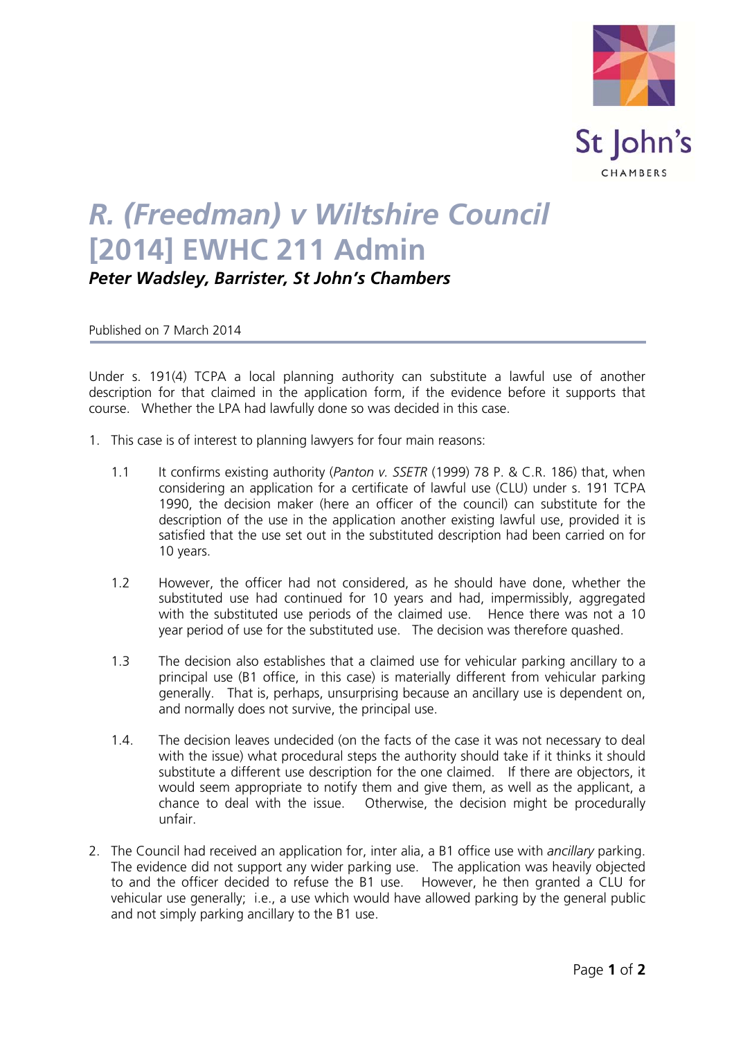# *R. (Freedman) v Wiltshire Council* [2014] EWHC 211 Admin

***Peter Wadsley, Barrister, St John's Chambers***

Published on 7 March 2014

Under s. 191(4) TCPA a local planning authority can substitute a lawful use of another description for that claimed in the application form, if the evidence before it supports that course. Whether the LPA had lawfully done so was decided in this case.

1. This case is of interest to planning lawyers for four main reasons:

   1.1 It confirms existing authority (*Panton v. SSETR* (1999) 78 P. & C.R. 186) that, when considering an application for a certificate of lawful use (CLU) under s. 191 TCPA 1990, the decision maker (here an officer of the council) can substitute for the description of the use in the application another existing lawful use, provided it is satisfied that the use set out in the substituted description had been carried on for 10 years.

   1.2 However, the officer had not considered, as he should have done, whether the substituted use had continued for 10 years and had, impermissibly, aggregated with the substituted use periods of the claimed use. Hence there was not a 10 year period of use for the substituted use. The decision was therefore quashed.

   1.3 The decision also establishes that a claimed use for vehicular parking ancillary to a principal use (B1 office, in this case) is materially different from vehicular parking generally. That is, perhaps, unsurprising because an ancillary use is dependent on, and normally does not survive, the principal use.

   1.4. The decision leaves undecided (on the facts of the case it was not necessary to deal with the issue) what procedural steps the authority should take if it thinks it should substitute a different use description for the one claimed. If there are objectors, it would seem appropriate to notify them and give them, as well as the applicant, a chance to deal with the issue. Otherwise, the decision might be procedurally unfair.

2. The Council had received an application for, inter alia, a B1 office use with *ancillary* parking. The evidence did not support any wider parking use. The application was heavily objected to and the officer decided to refuse the B1 use. However, he then granted a CLU for vehicular use generally; i.e., a use which would have allowed parking by the general public and not simply parking ancillary to the B1 use.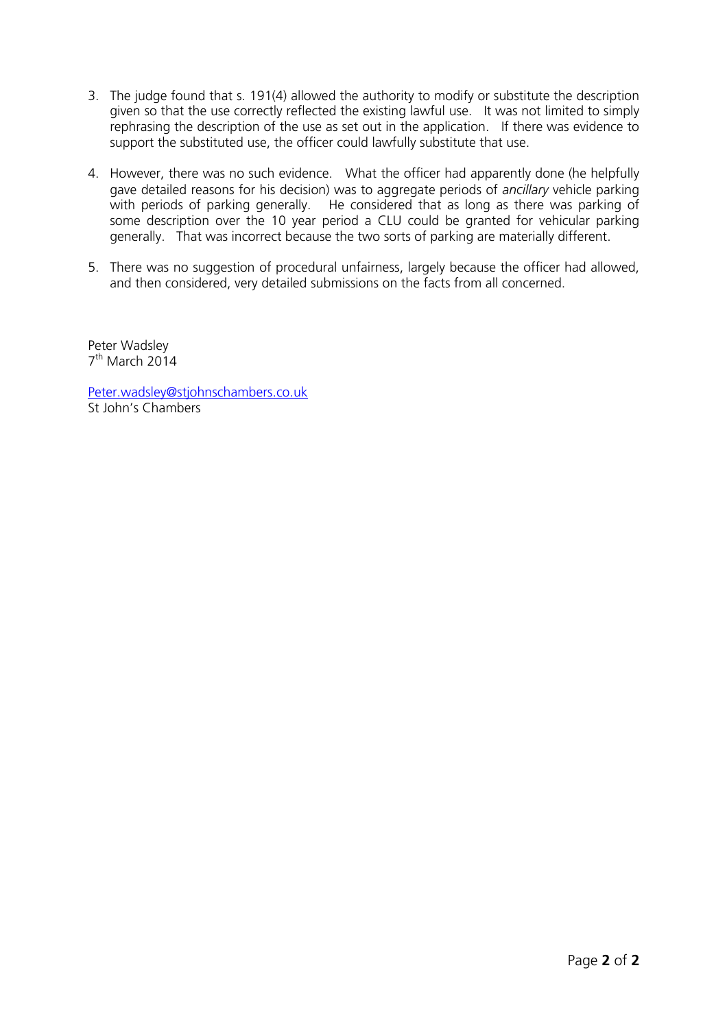3. The judge found that s. 191(4) allowed the authority to modify or substitute the description given so that the use correctly reflected the existing lawful use. It was not limited to simply rephrasing the description of the use as set out in the application. If there was evidence to support the substituted use, the officer could lawfully substitute that use.

4. However, there was no such evidence. What the officer had apparently done (he helpfully gave detailed reasons for his decision) was to aggregate periods of *ancillary* vehicle parking with periods of parking generally. He considered that as long as there was parking of some description over the 10 year period a CLU could be granted for vehicular parking generally. That was incorrect because the two sorts of parking are materially different.

5. There was no suggestion of procedural unfairness, largely because the officer had allowed, and then considered, very detailed submissions on the facts from all concerned.

Peter Wadsley  
7th March 2014

Peter.wadsley@stjohnschambers.co.uk  
St John's Chambers